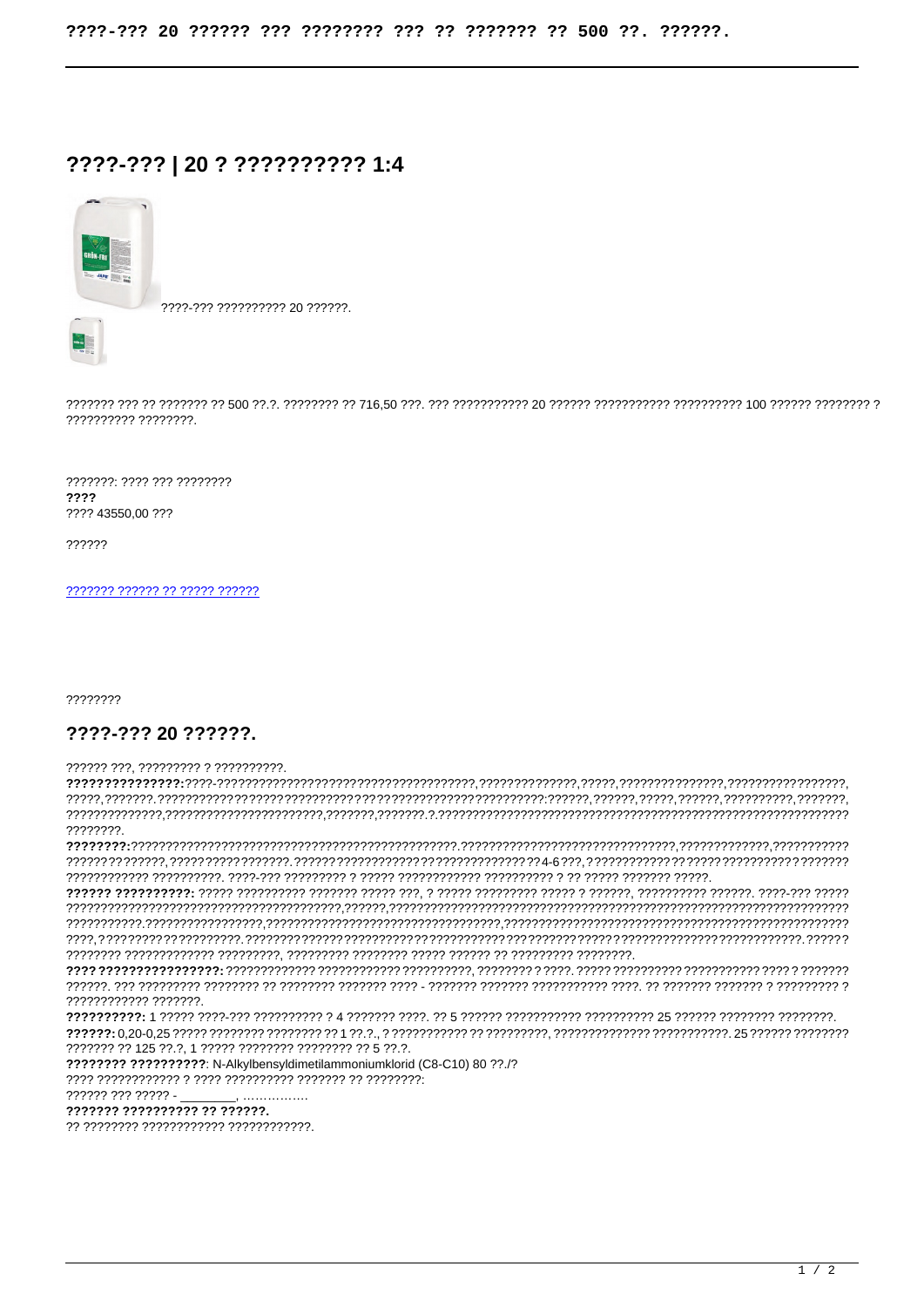# ????-??? | 20 ? ?????????? 1:4

????-??? ?????????? 20 ??????.

??????? ??? ?? ??????? ?? 500 ??.?. ???????? ?? 716,50 ???. ??? ??????????? 20 ?????? ??????????? ?????????? 100 ?????? ???????? ? ?????????? ????????.

???????: ???? ??? ????????
**????**
???? 43550,00 ???

??????

[??????? ?????? ?? ????? ??????]()

????????

## ????-??? 20 ??????.

?????? ???, ????????? ? ??????????.

**??????????????:**????-???????????????????????????????????????,??????????????,?????,???????????????,?????????????????,?????,???????.?????????????????????????????????????????????????????????:??????,??????,?????,??????,??????????,???????,??????????????,??????????????????????,???????,???????.?.?????????????????????????????????????????????????????????????????????.

**????????:**??????????????????????????????????????????????????.?????????????????????????????????,?????????????,???????????????????????,???????????????????.??????????????????????????????????4-6???,???????????????????????????????????????????? ??????????. ????-??? ????????? ? ????? ???????????? ?????????? ? ?? ????? ??????? ?????.

**?????? ?????????:** ????? ????????? ??????? ????? ???, ? ????? ????????? ????? ? ??????, ?????????? ??????. ????-??? ???????????????????????????????????????????????,??????,?????????????????????????????????????????????????????????????????????????????????.????????????????,??????????????????????????????????,??????????????????????????????????????????????????????,???????????????????.??????????????????????????????????????????????????????????????????????????????????.??????????????? ????????????? ?????????, ????????? ???????? ????? ?????? ?? ????????? ????????.

**???? ????????????????:** ???????????? ??????????? ??????????, ???????? ? ?????. ????? ?????????? ?????????? ???? ? ??????? ??????. ??? ????????? ???????? ?? ???????? ??????? ???? - ??????? ??????? ??????????? ????. ?? ??????? ??????? ? ????????? ? ???????????? ???????.

**??????????:** 1 ????? ????-??? ?????????? ? 4 ??????? ????. ?? 5 ?????? ??????????? ?????????? 25 ?????? ???????? ????????.

**??????:** 0,20-0,25 ????? ???????? ???????? ?? 1 ??.?., ? ??????????? ?? ?????????, ?????????????? ???????????. 25 ?????? ???????? ??????? ?? 125 ??.?, 1 ????? ???????? ???????? ?? 5 ??.?.

**???????? ??????????**: N-Alkylbensyldimetilammoniumklorid (C8-C10) 80 ??./?

???? ???????????? ? ???? ?????????? ??????? ?? ????????:

?????? ??? ????? - ________, ……………

**??????? ?????????? ?? ??????.**

?? ???????? ???????????? ????????????.